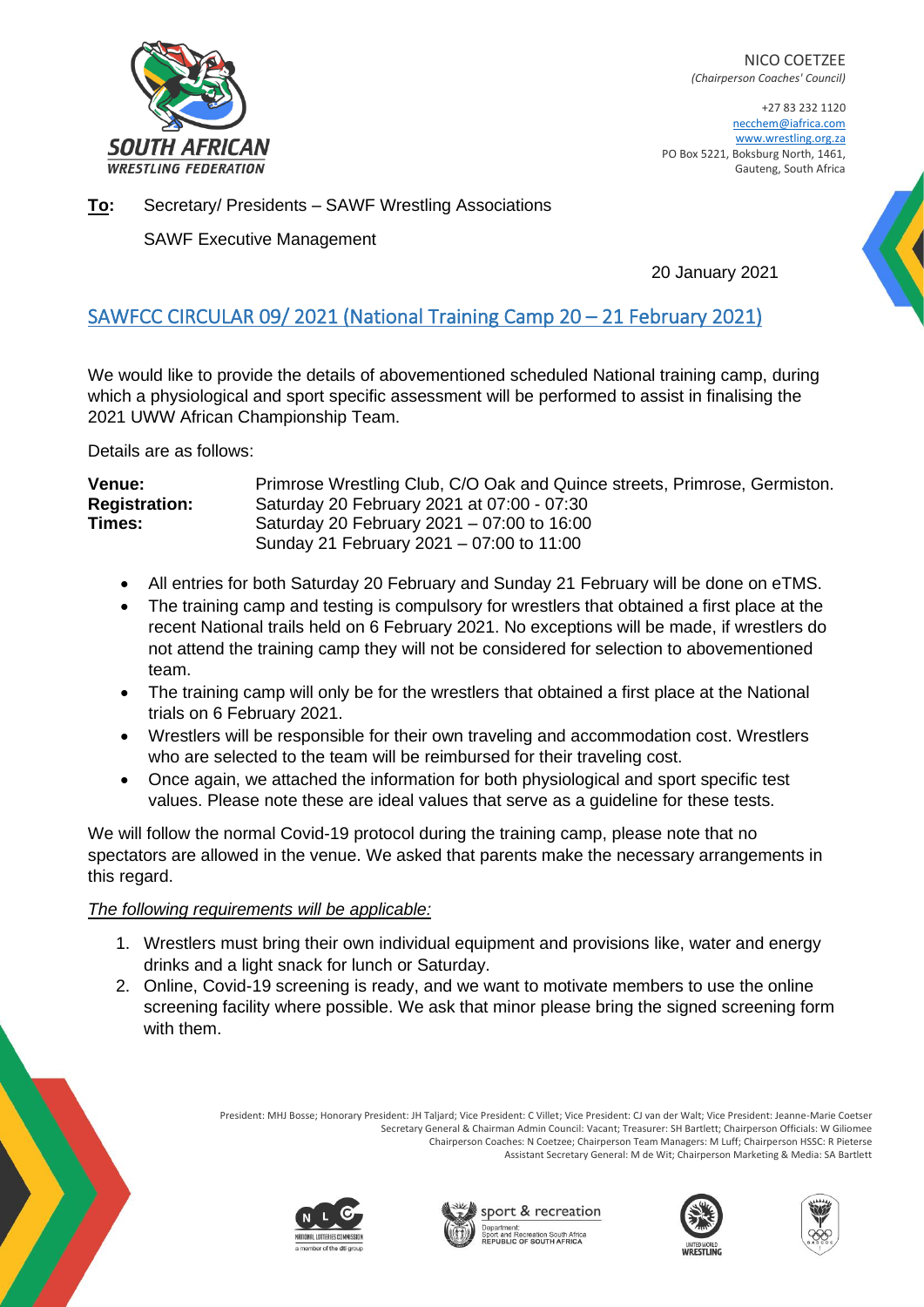**SOUTH AFRICAN WRESTLING FEDERATION**

NICO COETZEE
*(Chairperson Coaches' Council)*

+27 83 232 1120
necchem@iafrica.com
www.wrestling.org.za
PO Box 5221, Boksburg North, 1461,
Gauteng, South Africa

**To:** Secretary/ Presidents – SAWF Wrestling Associations

SAWF Executive Management

20 January 2021

## SAWFCC CIRCULAR 09/ 2021 (National Training Camp 20 – 21 February 2021)

We would like to provide the details of abovementioned scheduled National training camp, during which a physiological and sport specific assessment will be performed to assist in finalising the 2021 UWW African Championship Team.

Details are as follows:

**Venue:** Primrose Wrestling Club, C/O Oak and Quince streets, Primrose, Germiston.
**Registration:** Saturday 20 February 2021 at 07:00 - 07:30
**Times:** Saturday 20 February 2021 – 07:00 to 16:00
Sunday 21 February 2021 – 07:00 to 11:00

- All entries for both Saturday 20 February and Sunday 21 February will be done on eTMS.
- The training camp and testing is compulsory for wrestlers that obtained a first place at the recent National trails held on 6 February 2021. No exceptions will be made, if wrestlers do not attend the training camp they will not be considered for selection to abovementioned team.
- The training camp will only be for the wrestlers that obtained a first place at the National trials on 6 February 2021.
- Wrestlers will be responsible for their own traveling and accommodation cost. Wrestlers who are selected to the team will be reimbursed for their traveling cost.
- Once again, we attached the information for both physiological and sport specific test values. Please note these are ideal values that serve as a guideline for these tests.

We will follow the normal Covid-19 protocol during the training camp, please note that no spectators are allowed in the venue. We asked that parents make the necessary arrangements in this regard.

*The following requirements will be applicable:*

1. Wrestlers must bring their own individual equipment and provisions like, water and energy drinks and a light snack for lunch or Saturday.
2. Online, Covid-19 screening is ready, and we want to motivate members to use the online screening facility where possible. We ask that minor please bring the signed screening form with them.

President: MHJ Bosse; Honorary President: JH Taljard; Vice President: C Villet; Vice President: CJ van der Walt; Vice President: Jeanne-Marie Coetser
Secretary General & Chairman Admin Council: Vacant; Treasurer: SH Bartlett; Chairperson Officials: W Giliomee
Chairperson Coaches: N Coetzee; Chairperson Team Managers: M Luff; Chairperson HSSC: R Pieterse
Assistant Secretary General: M de Wit; Chairperson Marketing & Media: SA Bartlett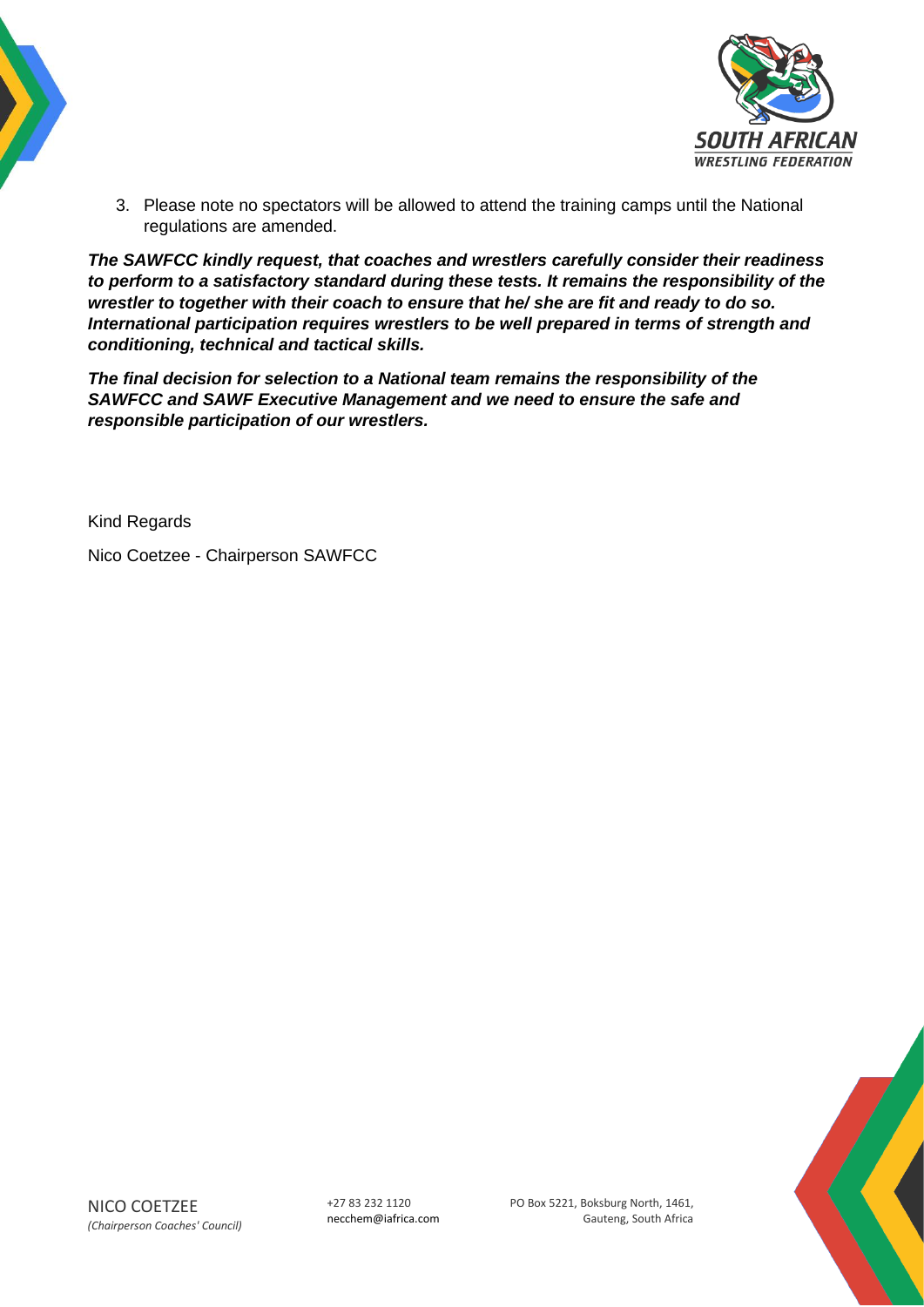3. Please note no spectators will be allowed to attend the training camps until the National regulations are amended.

***The SAWFCC kindly request, that coaches and wrestlers carefully consider their readiness to perform to a satisfactory standard during these tests. It remains the responsibility of the wrestler to together with their coach to ensure that he/ she are fit and ready to do so. International participation requires wrestlers to be well prepared in terms of strength and conditioning, technical and tactical skills.***

***The final decision for selection to a National team remains the responsibility of the SAWFCC and SAWF Executive Management and we need to ensure the safe and responsible participation of our wrestlers.***

Kind Regards

Nico Coetzee - Chairperson SAWFCC